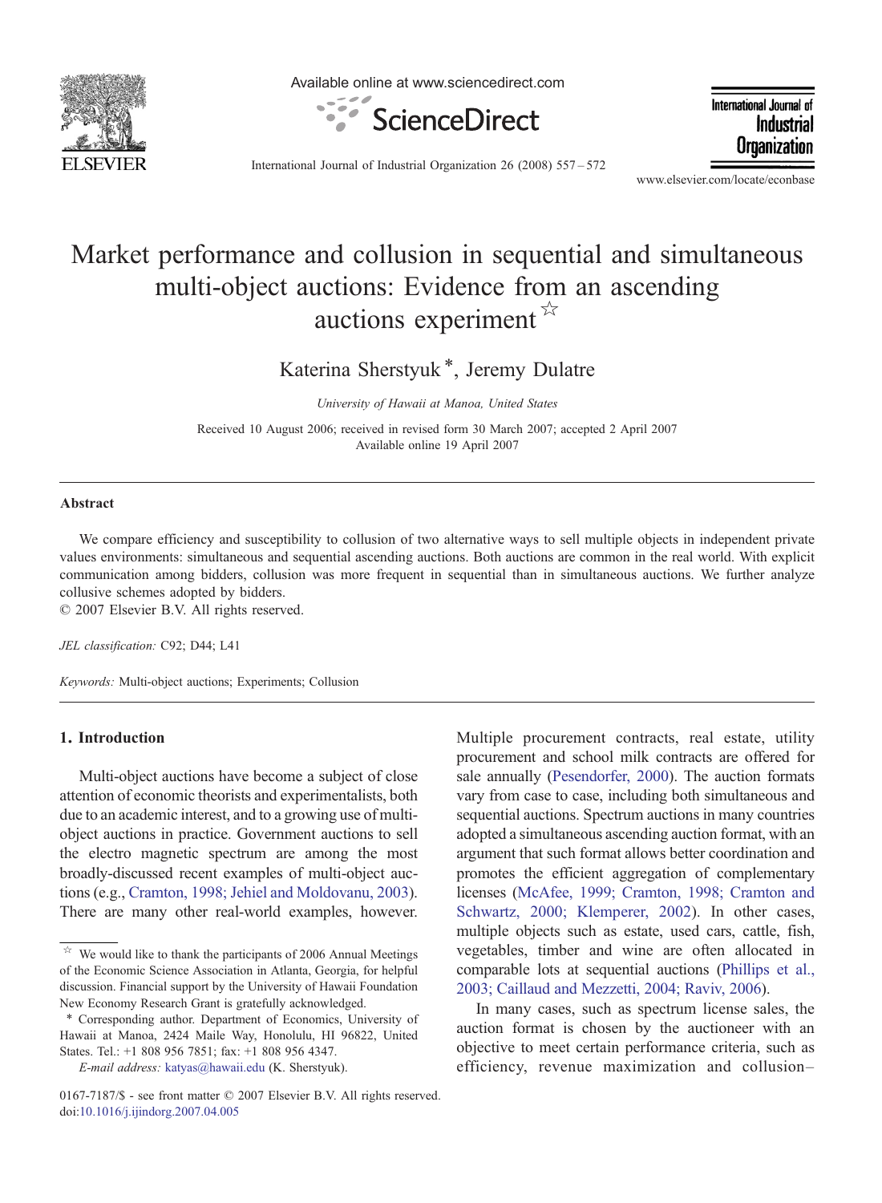# Market performance and collusion in sequential and simultaneous multi-object auctions: Evidence from an ascending auctions experiment ☆

Katerina Sherstyuk *, Jeremy Dulatre

*University of Hawaii at Manoa, United States*

Received 10 August 2006; received in revised form 30 March 2007; accepted 2 April 2007
Available online 19 April 2007

## Abstract

We compare efficiency and susceptibility to collusion of two alternative ways to sell multiple objects in independent private values environments: simultaneous and sequential ascending auctions. Both auctions are common in the real world. With explicit communication among bidders, collusion was more frequent in sequential than in simultaneous auctions. We further analyze collusive schemes adopted by bidders.

© 2007 Elsevier B.V. All rights reserved.

*JEL classification:* C92; D44; L41

*Keywords:* Multi-object auctions; Experiments; Collusion

## 1. Introduction

Multi-object auctions have become a subject of close attention of economic theorists and experimentalists, both due to an academic interest, and to a growing use of multi-object auctions in practice. Government auctions to sell the electro magnetic spectrum are among the most broadly-discussed recent examples of multi-object auctions (e.g., Cramton, 1998; Jehiel and Moldovanu, 2003). There are many other real-world examples, however. Multiple procurement contracts, real estate, utility procurement and school milk contracts are offered for sale annually (Pesendorfer, 2000). The auction formats vary from case to case, including both simultaneous and sequential auctions. Spectrum auctions in many countries adopted a simultaneous ascending auction format, with an argument that such format allows better coordination and promotes the efficient aggregation of complementary licenses (McAfee, 1999; Cramton, 1998; Cramton and Schwartz, 2000; Klemperer, 2002). In other cases, multiple objects such as estate, used cars, cattle, fish, vegetables, timber and wine are often allocated in comparable lots at sequential auctions (Phillips et al., 2003; Caillaud and Mezzetti, 2004; Raviv, 2006).

In many cases, such as spectrum license sales, the auction format is chosen by the auctioneer with an objective to meet certain performance criteria, such as efficiency, revenue maximization and collusion–

☆ We would like to thank the participants of 2006 Annual Meetings of the Economic Science Association in Atlanta, Georgia, for helpful discussion. Financial support by the University of Hawaii Foundation New Economy Research Grant is gratefully acknowledged.

\* Corresponding author. Department of Economics, University of Hawaii at Manoa, 2424 Maile Way, Honolulu, HI 96822, United States. Tel.: +1 808 956 7851; fax: +1 808 956 4347.

*E-mail address:* katyas@hawaii.edu (K. Sherstyuk).

0167-7187/$ - see front matter © 2007 Elsevier B.V. All rights reserved.
doi:10.1016/j.ijindorg.2007.04.005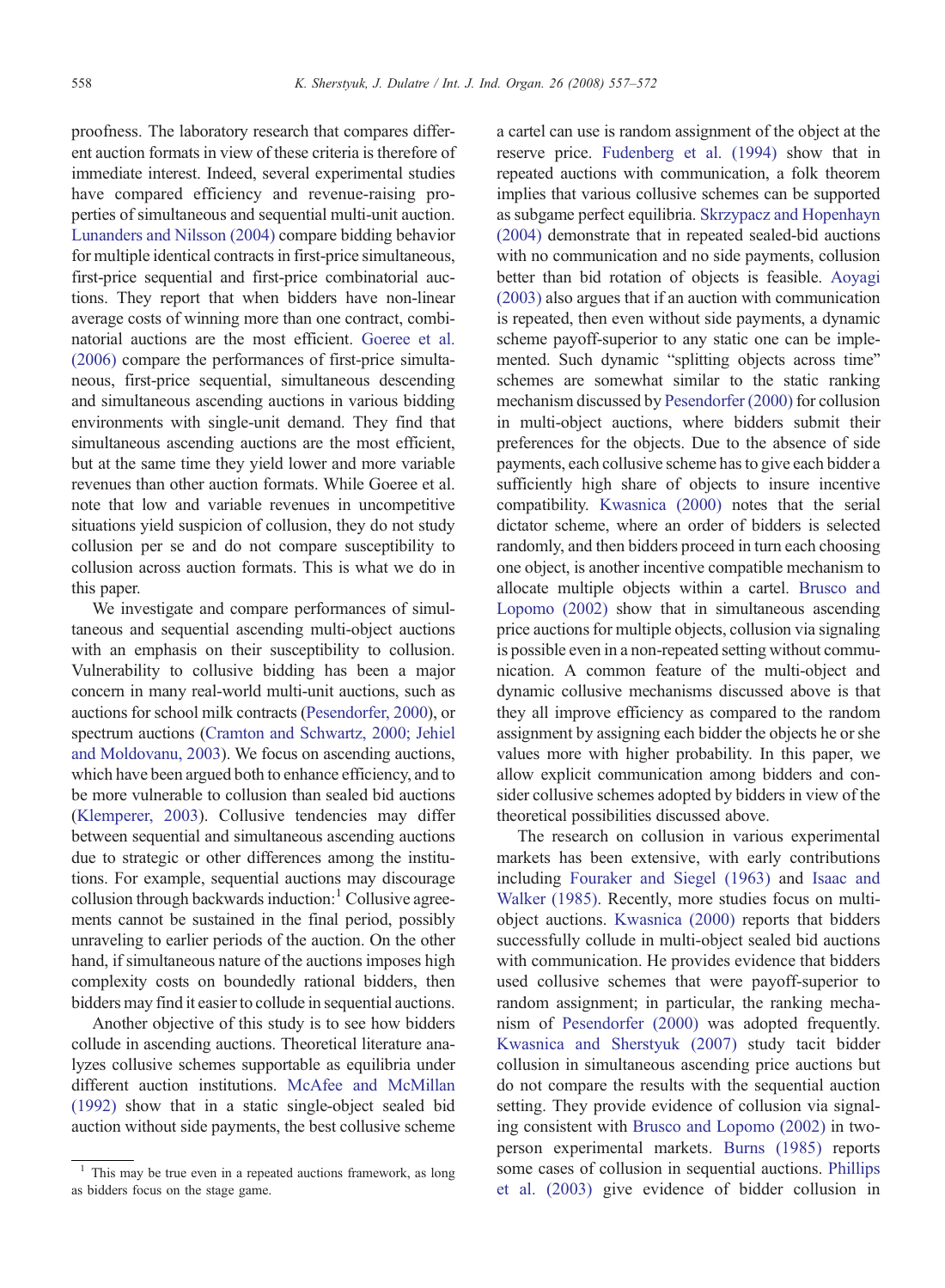proofness. The laboratory research that compares different auction formats in view of these criteria is therefore of immediate interest. Indeed, several experimental studies have compared efficiency and revenue-raising properties of simultaneous and sequential multi-unit auction. Lunanders and Nilsson (2004) compare bidding behavior for multiple identical contracts in first-price simultaneous, first-price sequential and first-price combinatorial auctions. They report that when bidders have non-linear average costs of winning more than one contract, combinatorial auctions are the most efficient. Goeree et al. (2006) compare the performances of first-price simultaneous, first-price sequential, simultaneous descending and simultaneous ascending auctions in various bidding environments with single-unit demand. They find that simultaneous ascending auctions are the most efficient, but at the same time they yield lower and more variable revenues than other auction formats. While Goeree et al. note that low and variable revenues in uncompetitive situations yield suspicion of collusion, they do not study collusion per se and do not compare susceptibility to collusion across auction formats. This is what we do in this paper.

We investigate and compare performances of simultaneous and sequential ascending multi-object auctions with an emphasis on their susceptibility to collusion. Vulnerability to collusive bidding has been a major concern in many real-world multi-unit auctions, such as auctions for school milk contracts (Pesendorfer, 2000), or spectrum auctions (Cramton and Schwartz, 2000; Jehiel and Moldovanu, 2003). We focus on ascending auctions, which have been argued both to enhance efficiency, and to be more vulnerable to collusion than sealed bid auctions (Klemperer, 2003). Collusive tendencies may differ between sequential and simultaneous ascending auctions due to strategic or other differences among the institutions. For example, sequential auctions may discourage collusion through backwards induction:[1] Collusive agreements cannot be sustained in the final period, possibly unraveling to earlier periods of the auction. On the other hand, if simultaneous nature of the auctions imposes high complexity costs on boundedly rational bidders, then bidders may find it easier to collude in sequential auctions.

Another objective of this study is to see how bidders collude in ascending auctions. Theoretical literature analyzes collusive schemes supportable as equilibria under different auction institutions. McAfee and McMillan (1992) show that in a static single-object sealed bid auction without side payments, the best collusive scheme a cartel can use is random assignment of the object at the reserve price. Fudenberg et al. (1994) show that in repeated auctions with communication, a folk theorem implies that various collusive schemes can be supported as subgame perfect equilibria. Skrzypacz and Hopenhayn (2004) demonstrate that in repeated sealed-bid auctions with no communication and no side payments, collusion better than bid rotation of objects is feasible. Aoyagi (2003) also argues that if an auction with communication is repeated, then even without side payments, a dynamic scheme payoff-superior to any static one can be implemented. Such dynamic "splitting objects across time" schemes are somewhat similar to the static ranking mechanism discussed by Pesendorfer (2000) for collusion in multi-object auctions, where bidders submit their preferences for the objects. Due to the absence of side payments, each collusive scheme has to give each bidder a sufficiently high share of objects to insure incentive compatibility. Kwasnica (2000) notes that the serial dictator scheme, where an order of bidders is selected randomly, and then bidders proceed in turn each choosing one object, is another incentive compatible mechanism to allocate multiple objects within a cartel. Brusco and Lopomo (2002) show that in simultaneous ascending price auctions for multiple objects, collusion via signaling is possible even in a non-repeated setting without communication. A common feature of the multi-object and dynamic collusive mechanisms discussed above is that they all improve efficiency as compared to the random assignment by assigning each bidder the objects he or she values more with higher probability. In this paper, we allow explicit communication among bidders and consider collusive schemes adopted by bidders in view of the theoretical possibilities discussed above.

The research on collusion in various experimental markets has been extensive, with early contributions including Fouraker and Siegel (1963) and Isaac and Walker (1985). Recently, more studies focus on multi-object auctions. Kwasnica (2000) reports that bidders successfully collude in multi-object sealed bid auctions with communication. He provides evidence that bidders used collusive schemes that were payoff-superior to random assignment; in particular, the ranking mechanism of Pesendorfer (2000) was adopted frequently. Kwasnica and Sherstyuk (2007) study tacit bidder collusion in simultaneous ascending price auctions but do not compare the results with the sequential auction setting. They provide evidence of collusion via signaling consistent with Brusco and Lopomo (2002) in two-person experimental markets. Burns (1985) reports some cases of collusion in sequential auctions. Phillips et al. (2003) give evidence of bidder collusion in

[1] This may be true even in a repeated auctions framework, as long as bidders focus on the stage game.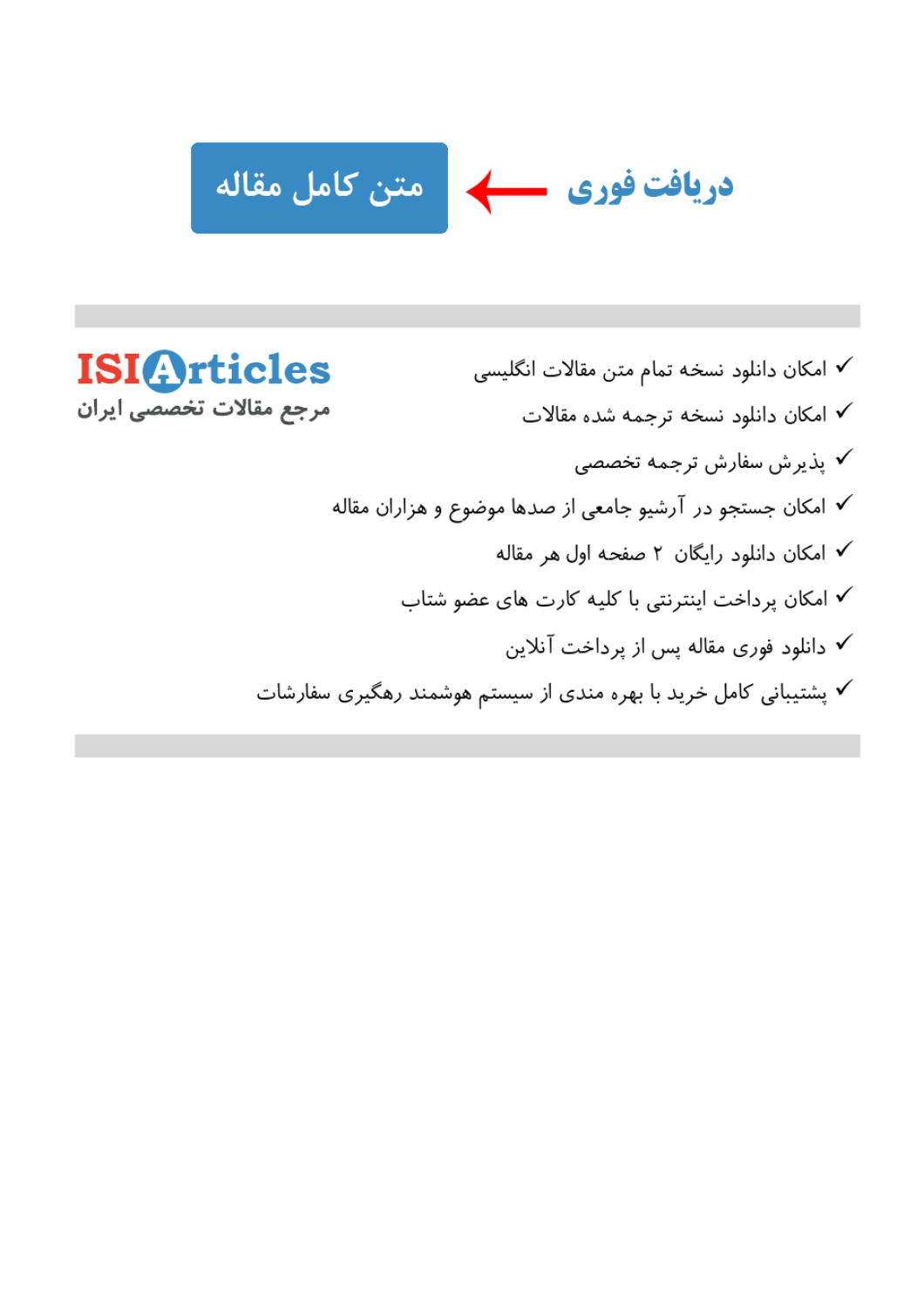دریافت فوری ← متن کامل مقاله

**ISIArticles**
مرجع مقالات تخصصی ایران

- ✓ امکان دانلود نسخه تمام متن مقالات انگلیسی
- ✓ امکان دانلود نسخه ترجمه شده مقالات
- ✓ پذیرش سفارش ترجمه تخصصی
- ✓ امکان جستجو در آرشیو جامعی از صدها موضوع و هزاران مقاله
- ✓ امکان دانلود رایگان ۲ صفحه اول هر مقاله
- ✓ امکان پرداخت اینترنتی با کلیه کارت های عضو شتاب
- ✓ دانلود فوری مقاله پس از پرداخت آنلاین
- ✓ پشتیبانی کامل خرید با بهره مندی از سیستم هوشمند رهگیری سفارشات